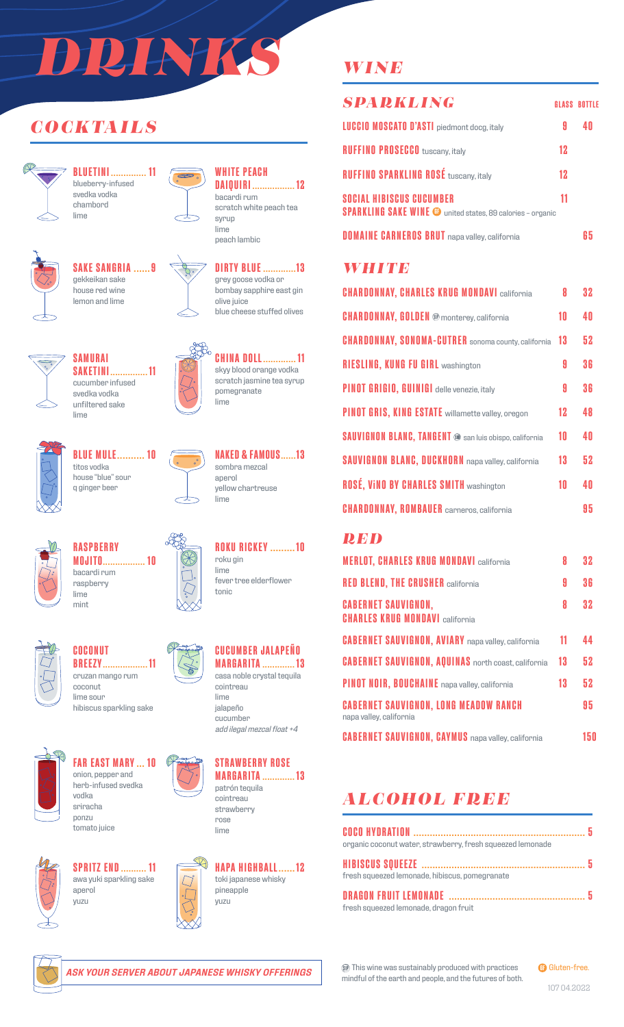# DRINKS

## COCKTAILS

**BLUETINI ............. 11**
blueberry-infused
svedka vodka
chambord
lime

**WHITE PEACH DAIQUIRI ................. 12**
bacardi rum
scratch white peach tea syrup
lime
peach lambic

**SAKE SANGRIA ...... 9**
gekkeikan sake
house red wine
lemon and lime

**DIRTY BLUE ............. 13**
grey goose vodka or
bombay sapphire east gin
olive juice
blue cheese stuffed olives

**SAMURAI SAKETINI ............... 11**
cucumber infused
svedka vodka
unfiltered sake
lime

**CHINA DOLL ............. 11**
skyy blood orange vodka
scratch jasmine tea syrup
pomegranate
lime

**BLUE MULE .......... 10**
titos vodka
house "blue" sour
q ginger beer

**NAKED & FAMOUS ...... 13**
sombra mezcal
aperol
yellow chartreuse
lime

**RASPBERRY MOJITO ................. 10**
bacardi rum
raspberry
lime
mint

**ROKU RICKEY ......... 10**
roku gin
lime
fever tree elderflower
tonic

**COCONUT BREEZY .................. 11**
cruzan mango rum
coconut
lime sour
hibiscus sparkling sake

**CUCUMBER JALAPEÑO MARGARITA ............. 13**
casa noble crystal tequila
cointreau
lime
jalapeño
cucumber
*add ilegal mezcal float +4*

**FAR EAST MARY ... 10**
onion, pepper and
herb-infused svedka
vodka
sriracha
ponzu
tomato juice

**STRAWBERRY ROSE MARGARITA ............. 13**
patrón tequila
cointreau
strawberry
rose
lime

**SPRITZ END .......... 11**
awa yuki sparkling sake
aperol
yuzu

**HAPA HIGHBALL ...... 12**
toki japanese whisky
pineapple
yuzu

***ASK YOUR SERVER ABOUT JAPANESE WHISKY OFFERINGS***

## WINE

### SPARKLING

| | GLASS | BOTTLE |
|---|---|---|
| **LUCCIO MOSCATO D'ASTI** piedmont docg, italy | 9 | 40 |
| **RUFFINO PROSECCO** tuscany, italy | 12 | |
| **RUFFINO SPARKLING ROSÉ** tuscany, italy | 12 | |
| **SOCIAL HIBISCUS CUCUMBER SPARKLING SAKE WINE** (GF) united states, 89 calories – organic | 11 | |
| **DOMAINE CARNEROS BRUT** napa valley, california | | 65 |

### WHITE

| | GLASS | BOTTLE |
|---|---|---|
| **CHARDONNAY, CHARLES KRUG MONDAVI** california | 8 | 32 |
| **CHARDONNAY, GOLDEN** (SP) monterey, california | 10 | 40 |
| **CHARDONNAY, SONOMA-CUTRER** sonoma county, california | 13 | 52 |
| **RIESLING, KUNG FU GIRL** washington | 9 | 36 |
| **PINOT GRIGIO, GUINIGI** delle venezie, italy | 9 | 36 |
| **PINOT GRIS, KING ESTATE** willamette valley, oregon | 12 | 48 |
| **SAUVIGNON BLANC, TANGENT** (SP) san luis obispo, california | 10 | 40 |
| **SAUVIGNON BLANC, DUCKHORN** napa valley, california | 13 | 52 |
| **ROSÉ, ViNO BY CHARLES SMITH** washington | 10 | 40 |
| **CHARDONNAY, ROMBAUER** carneros, california | | 95 |

### RED

| | GLASS | BOTTLE |
|---|---|---|
| **MERLOT, CHARLES KRUG MONDAVI** california | 8 | 32 |
| **RED BLEND, THE CRUSHER** california | 9 | 36 |
| **CABERNET SAUVIGNON, CHARLES KRUG MONDAVI** california | 8 | 32 |
| **CABERNET SAUVIGNON, AVIARY** napa valley, california | 11 | 44 |
| **CABERNET SAUVIGNON, AQUINAS** north coast, california | 13 | 52 |
| **PINOT NOIR, BOUCHAINE** napa valley, california | 13 | 52 |
| **CABERNET SAUVIGNON, LONG MEADOW RANCH** napa valley, california | | 95 |
| **CABERNET SAUVIGNON, CAYMUS** napa valley, california | | 150 |

## ALCOHOL FREE

**COCO HYDRATION ............... 5**
organic coconut water, strawberry, fresh squeezed lemonade

**HIBISCUS SQUEEZE ............... 5**
fresh squeezed lemonade, hibiscus, pomegranate

**DRAGON FRUIT LEMONADE ............... 5**
fresh squeezed lemonade, dragon fruit

(SP) This wine was sustainably produced with practices mindful of the earth and people, and the futures of both.

(GF) Gluten-free.

107 04.2022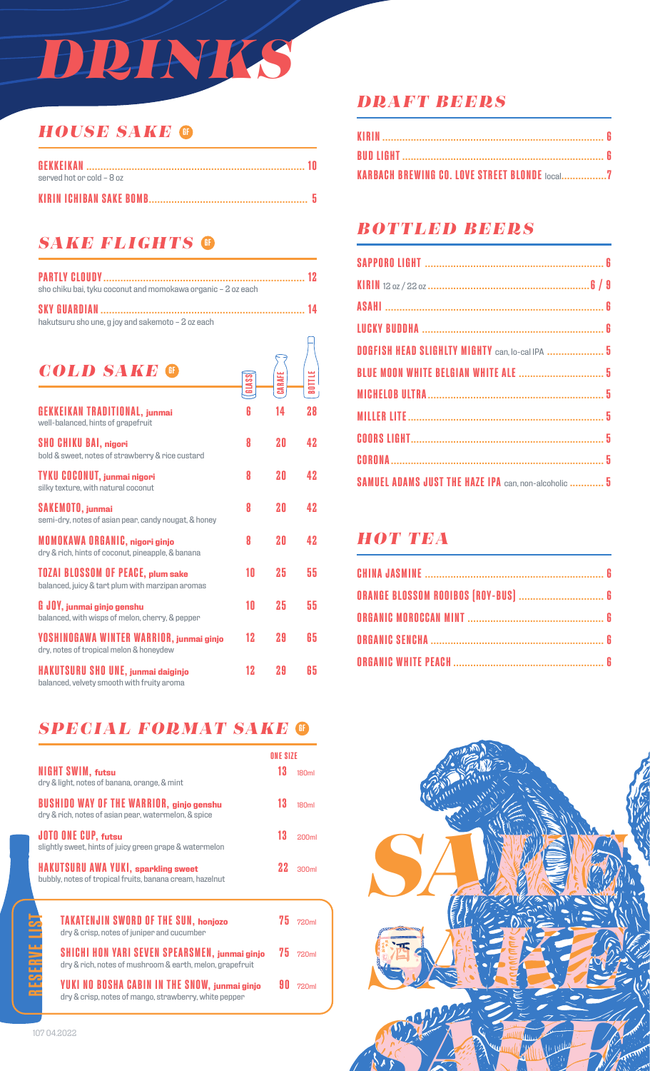# DRINKS

## HOUSE SAKE GF

**GEKKEIKAN** .... 10
served hot or cold – 8 oz

**KIRIN ICHIBAN SAKE BOMB** .... 5

## SAKE FLIGHTS GF

**PARTLY CLOUDY** .... 12
sho chiku bai, tyku coconut and momokawa organic – 2 oz each

**SKY GUARDIAN** .... 14
hakutsuru sho une, g joy and sakemoto – 2 oz each

## COLD SAKE GF

| | GLASS | CARAFE | BOTTLE |
|---|---|---|---|
| **GEKKEIKAN TRADITIONAL, junmai**<br>well-balanced, hints of grapefruit | 6 | 14 | 28 |
| **SHO CHIKU BAI, nigori**<br>bold & sweet, notes of strawberry & rice custard | 8 | 20 | 42 |
| **TYKU COCONUT, junmai nigori**<br>silky texture, with natural coconut | 8 | 20 | 42 |
| **SAKEMOTO, junmai**<br>semi-dry, notes of asian pear, candy nougat, & honey | 8 | 20 | 42 |
| **MOMOKAWA ORGANIC, nigori ginjo**<br>dry & rich, hints of coconut, pineapple, & banana | 8 | 20 | 42 |
| **TOZAI BLOSSOM OF PEACE, plum sake**<br>balanced, juicy & tart plum with marzipan aromas | 10 | 25 | 55 |
| **G JOY, junmai ginjo genshu**<br>balanced, with wisps of melon, cherry, & pepper | 10 | 25 | 55 |
| **YOSHINOGAWA WINTER WARRIOR, junmai ginjo**<br>dry, notes of tropical melon & honeydew | 12 | 29 | 65 |
| **HAKUTSURU SHO UNE, junmai daiginjo**<br>balanced, velvety smooth with fruity aroma | 12 | 29 | 65 |

## SPECIAL FORMAT SAKE GF

| | ONE SIZE | |
|---|---|---|
| **NIGHT SWIM, futsu**<br>dry & light, notes of banana, orange, & mint | 13 | 180ml |
| **BUSHIDO WAY OF THE WARRIOR, ginjo genshu**<br>dry & rich, notes of asian pear, watermelon, & spice | 13 | 180ml |
| **JOTO ONE CUP, futsu**<br>slightly sweet, hints of juicy green grape & watermelon | 13 | 200ml |
| **HAKUTSURU AWA YUKI, sparkling sweet**<br>bubbly, notes of tropical fruits, banana cream, hazelnut | 22 | 300ml |

### RESERVE LIST

| | | |
|---|---|---|
| **TAKATENJIN SWORD OF THE SUN, honjozo**<br>dry & crisp, notes of juniper and cucumber | 75 | 720ml |
| **SHICHI HON YARI SEVEN SPEARSMEN, junmai ginjo**<br>dry & rich, notes of mushroom & earth, melon, grapefruit | 75 | 720ml |
| **YUKI NO BOSHA CABIN IN THE SNOW, junmai ginjo**<br>dry & crisp, notes of mango, strawberry, white pepper | 90 | 720ml |

## DRAFT BEERS

**KIRIN** .... 6
**BUD LIGHT** .... 6
**KARBACH BREWING CO. LOVE STREET BLONDE** local .... 7

## BOTTLED BEERS

**SAPPORO LIGHT** .... 6
**KIRIN** 12 oz / 22 oz .... 6 / 9
**ASAHI** .... 6
**LUCKY BUDDHA** .... 6
**DOGFISH HEAD SLIGHLTY MIGHTY** can, lo-cal IPA .... 5
**BLUE MOON WHITE BELGIAN WHITE ALE** .... 5
**MICHELOB ULTRA** .... 5
**MILLER LITE** .... 5
**COORS LIGHT** .... 5
**CORONA** .... 5
**SAMUEL ADAMS JUST THE HAZE IPA** can, non-alcoholic .... 5

## HOT TEA

**CHINA JASMINE** .... 6
**ORANGE BLOSSOM ROOIBOS (ROY-BUS)** .... 6
**ORGANIC MOROCCAN MINT** .... 6
**ORGANIC SENCHA** .... 6
**ORGANIC WHITE PEACH** .... 6

107 04.2022